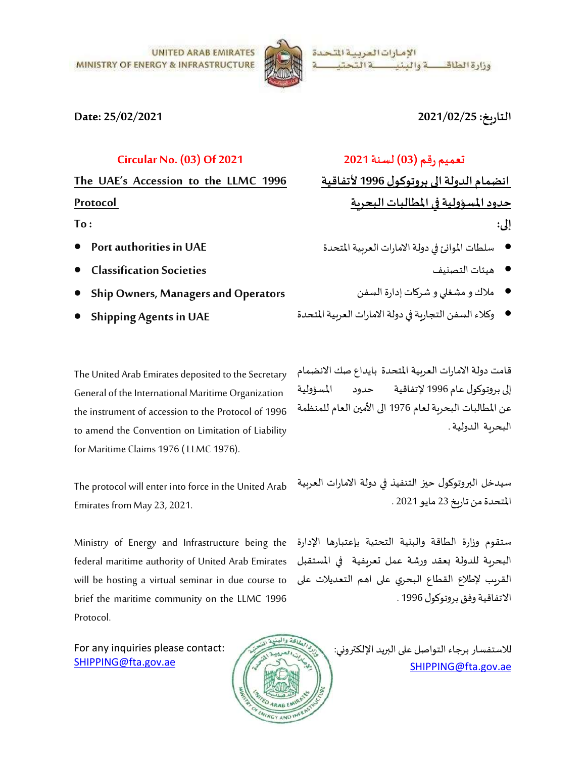UNITED ARAB EMIRATES
MINISTRY OF ENERGY & INFRASTRUCTURE

الإمـارات العربيـة المتحـدة
وزارة الطاقـــــة والبنيـــــة التحتيـــــة

**Date: 25/02/2021**

**التاريخ: 2021/02/25**

## Circular No. (03) Of 2021

## تعميم رقم (03) لسنة 2021

### The UAE's Accession to the LLMC 1996 Protocol

### انضمام الدولة الى بروتوكول 1996 لأتفاقية حدود المسؤولية في المطالبات البحرية

**To :**

- **Port authorities in UAE**
- **Classification Societies**
- **Ship Owners, Managers and Operators**
- **Shipping Agents in UAE**

**إلى:**

- سلطات الموانئ في دولة الامارات العربية المتحدة
- هيئات التصنيف
- ملاك و مشغلي و شركات إدارة السفن
- وكلاء السفن التجارية في دولة الامارات العربية المتحدة

The United Arab Emirates deposited to the Secretary General of the International Maritime Organization the instrument of accession to the Protocol of 1996 to amend the Convention on Limitation of Liability for Maritime Claims 1976 ( LLMC 1976).

قامت دولة الامارات العربية المتحدة بايداع صك الانضمام إلى بروتوكول عام 1996 لإتفاقية حدود المسؤولية عن المطالبات البحرية لعام 1976 الى الأمين العام للمنظمة البحرية الدولية .

The protocol will enter into force in the United Arab Emirates from May 23, 2021.

سيدخل البروتوكول حيز التنفيذ في دولة الامارات العربية المتحدة من تاريخ 23 مايو 2021 .

Ministry of Energy and Infrastructure being the federal maritime authority of United Arab Emirates will be hosting a virtual seminar in due course to brief the maritime community on the LLMC 1996 Protocol.

ستقوم وزارة الطاقة والبنية التحتية بإعتبارها الإدارة البحرية للدولة بعقد ورشة عمل تعريفية في المستقبل القريب لإطلاع القطاع البحري على اهم التعديلات على الاتفاقية وفق بروتوكول 1996 .

For any inquiries please contact:
SHIPPING@fta.gov.ae

للاستفسار برجاء التواصل على البريد الإلكتروني:
SHIPPING@fta.gov.ae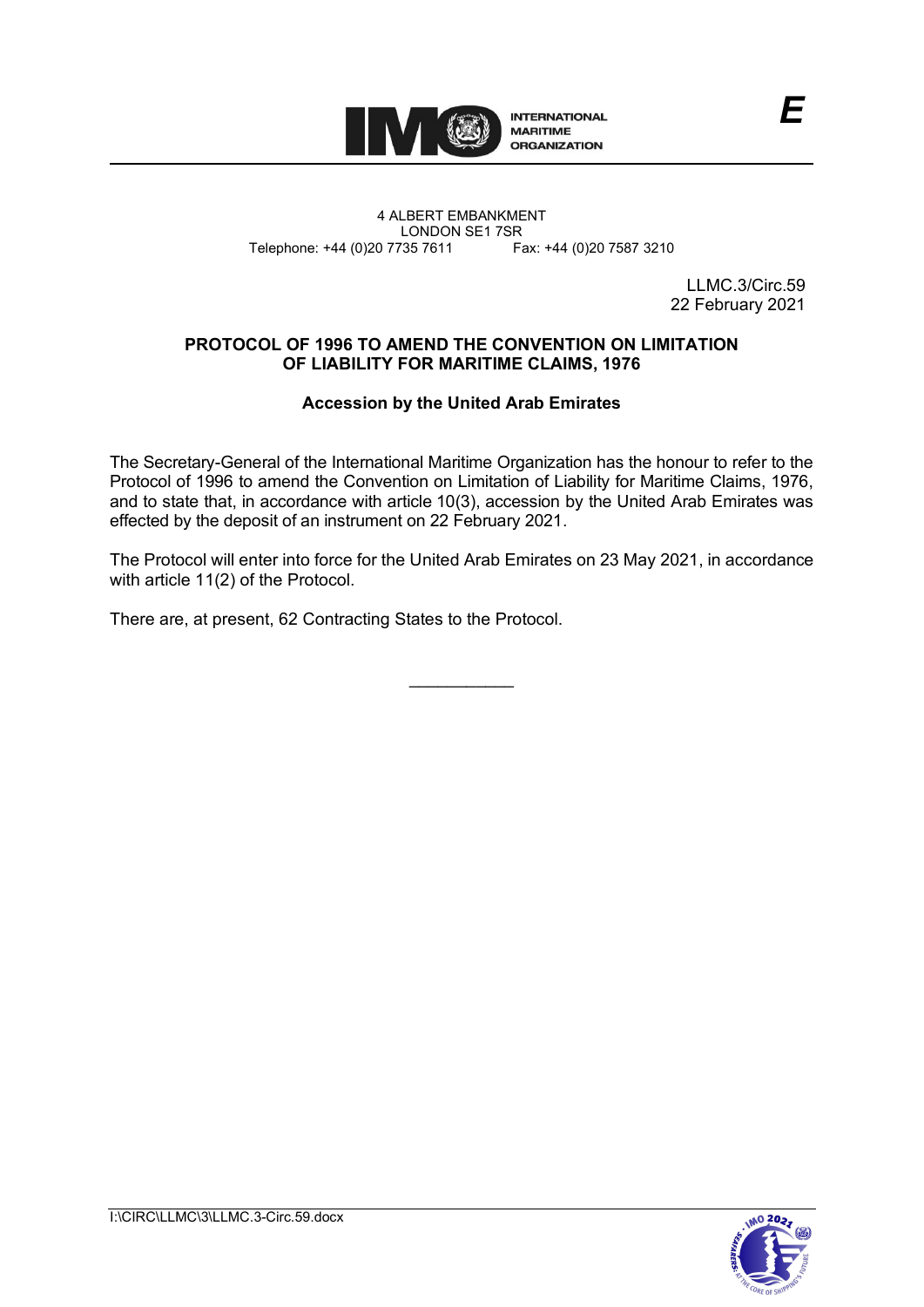E

4 ALBERT EMBANKMENT
LONDON SE1 7SR
Telephone: +44 (0)20 7735 7611 Fax: +44 (0)20 7587 3210

LLMC.3/Circ.59
22 February 2021

**PROTOCOL OF 1996 TO AMEND THE CONVENTION ON LIMITATION OF LIABILITY FOR MARITIME CLAIMS, 1976**

**Accession by the United Arab Emirates**

The Secretary-General of the International Maritime Organization has the honour to refer to the Protocol of 1996 to amend the Convention on Limitation of Liability for Maritime Claims, 1976, and to state that, in accordance with article 10(3), accession by the United Arab Emirates was effected by the deposit of an instrument on 22 February 2021.

The Protocol will enter into force for the United Arab Emirates on 23 May 2021, in accordance with article 11(2) of the Protocol.

There are, at present, 62 Contracting States to the Protocol.

\_\_\_\_\_\_\_\_\_\_\_